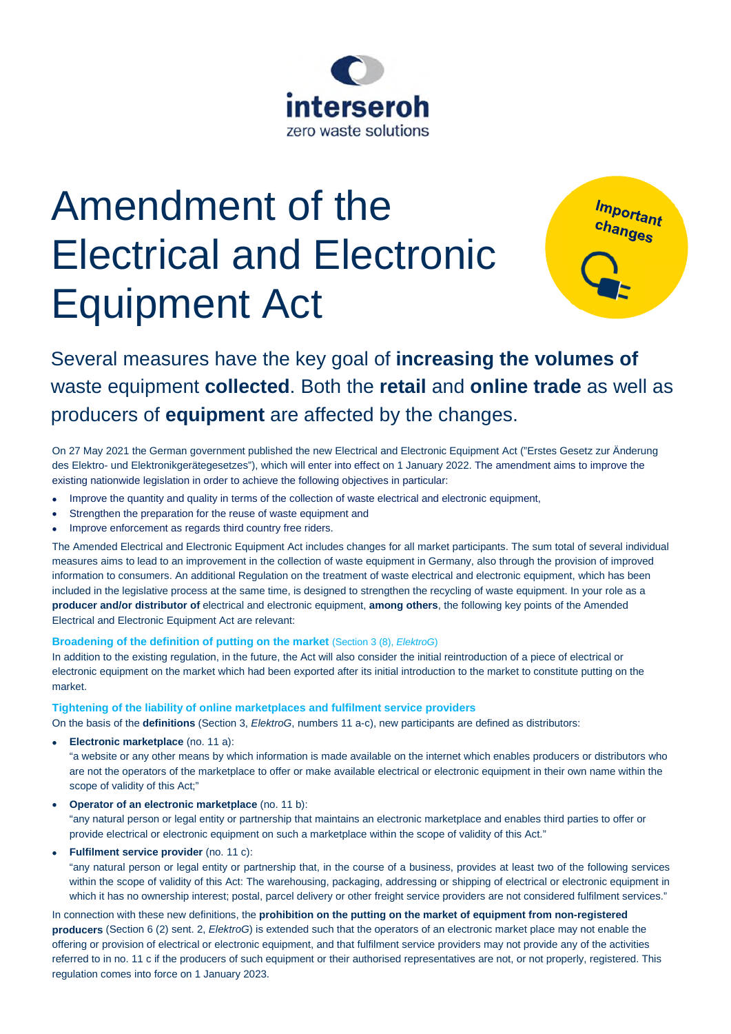interseroh
zero waste solutions

# Amendment of the Electrical and Electronic Equipment Act

Important changes

## Several measures have the key goal of **increasing the volumes of** waste equipment **collected**. Both the **retail** and **online trade** as well as producers of **equipment** are affected by the changes.

On 27 May 2021 the German government published the new Electrical and Electronic Equipment Act ("Erstes Gesetz zur Änderung des Elektro- und Elektronikgerätegesetzes"), which will enter into effect on 1 January 2022. The amendment aims to improve the existing nationwide legislation in order to achieve the following objectives in particular:

- Improve the quantity and quality in terms of the collection of waste electrical and electronic equipment,
- Strengthen the preparation for the reuse of waste equipment and
- Improve enforcement as regards third country free riders.

The Amended Electrical and Electronic Equipment Act includes changes for all market participants. The sum total of several individual measures aims to lead to an improvement in the collection of waste equipment in Germany, also through the provision of improved information to consumers. An additional Regulation on the treatment of waste electrical and electronic equipment, which has been included in the legislative process at the same time, is designed to strengthen the recycling of waste equipment. In your role as a **producer and/or distributor of** electrical and electronic equipment, **among others**, the following key points of the Amended Electrical and Electronic Equipment Act are relevant:

### Broadening of the definition of putting on the market (Section 3 (8), *ElektroG*)

In addition to the existing regulation, in the future, the Act will also consider the initial reintroduction of a piece of electrical or electronic equipment on the market which had been exported after its initial introduction to the market to constitute putting on the market.

### Tightening of the liability of online marketplaces and fulfilment service providers

On the basis of the **definitions** (Section 3, *ElektroG*, numbers 11 a-c), new participants are defined as distributors:

- **Electronic marketplace** (no. 11 a):
  "a website or any other means by which information is made available on the internet which enables producers or distributors who are not the operators of the marketplace to offer or make available electrical or electronic equipment in their own name within the scope of validity of this Act;"
- **Operator of an electronic marketplace** (no. 11 b):
  "any natural person or legal entity or partnership that maintains an electronic marketplace and enables third parties to offer or provide electrical or electronic equipment on such a marketplace within the scope of validity of this Act."
- **Fulfilment service provider** (no. 11 c):
  "any natural person or legal entity or partnership that, in the course of a business, provides at least two of the following services within the scope of validity of this Act: The warehousing, packaging, addressing or shipping of electrical or electronic equipment in which it has no ownership interest; postal, parcel delivery or other freight service providers are not considered fulfilment services."

In connection with these new definitions, the **prohibition on the putting on the market of equipment from non-registered producers** (Section 6 (2) sent. 2, *ElektroG*) is extended such that the operators of an electronic market place may not enable the offering or provision of electrical or electronic equipment, and that fulfilment service providers may not provide any of the activities referred to in no. 11 c if the producers of such equipment or their authorised representatives are not, or not properly, registered. This regulation comes into force on 1 January 2023.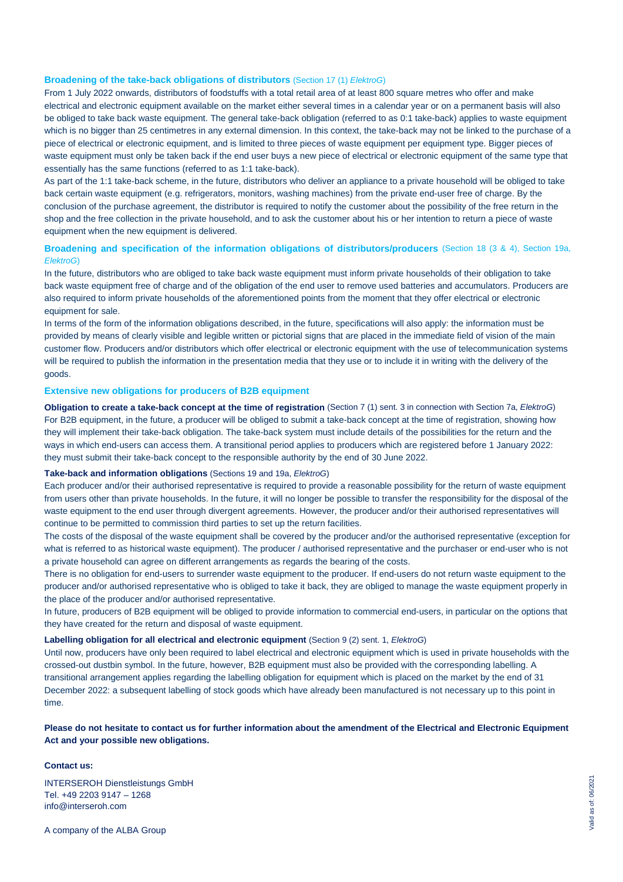### Broadening of the take-back obligations of distributors (Section 17 (1) *ElektroG*)

From 1 July 2022 onwards, distributors of foodstuffs with a total retail area of at least 800 square metres who offer and make electrical and electronic equipment available on the market either several times in a calendar year or on a permanent basis will also be obliged to take back waste equipment. The general take-back obligation (referred to as 0:1 take-back) applies to waste equipment which is no bigger than 25 centimetres in any external dimension. In this context, the take-back may not be linked to the purchase of a piece of electrical or electronic equipment, and is limited to three pieces of waste equipment per equipment type. Bigger pieces of waste equipment must only be taken back if the end user buys a new piece of electrical or electronic equipment of the same type that essentially has the same functions (referred to as 1:1 take-back).

As part of the 1:1 take-back scheme, in the future, distributors who deliver an appliance to a private household will be obliged to take back certain waste equipment (e.g. refrigerators, monitors, washing machines) from the private end-user free of charge. By the conclusion of the purchase agreement, the distributor is required to notify the customer about the possibility of the free return in the shop and the free collection in the private household, and to ask the customer about his or her intention to return a piece of waste equipment when the new equipment is delivered.

### Broadening and specification of the information obligations of distributors/producers (Section 18 (3 & 4), Section 19a, *ElektroG*)

In the future, distributors who are obliged to take back waste equipment must inform private households of their obligation to take back waste equipment free of charge and of the obligation of the end user to remove used batteries and accumulators. Producers are also required to inform private households of the aforementioned points from the moment that they offer electrical or electronic equipment for sale.

In terms of the form of the information obligations described, in the future, specifications will also apply: the information must be provided by means of clearly visible and legible written or pictorial signs that are placed in the immediate field of vision of the main customer flow. Producers and/or distributors which offer electrical or electronic equipment with the use of telecommunication systems will be required to publish the information in the presentation media that they use or to include it in writing with the delivery of the goods.

### Extensive new obligations for producers of B2B equipment

**Obligation to create a take-back concept at the time of registration** (Section 7 (1) sent. 3 in connection with Section 7a, *ElektroG*)

For B2B equipment, in the future, a producer will be obliged to submit a take-back concept at the time of registration, showing how they will implement their take-back obligation. The take-back system must include details of the possibilities for the return and the ways in which end-users can access them. A transitional period applies to producers which are registered before 1 January 2022: they must submit their take-back concept to the responsible authority by the end of 30 June 2022.

**Take-back and information obligations** (Sections 19 and 19a, *ElektroG*)

Each producer and/or their authorised representative is required to provide a reasonable possibility for the return of waste equipment from users other than private households. In the future, it will no longer be possible to transfer the responsibility for the disposal of the waste equipment to the end user through divergent agreements. However, the producer and/or their authorised representatives will continue to be permitted to commission third parties to set up the return facilities.

The costs of the disposal of the waste equipment shall be covered by the producer and/or the authorised representative (exception for what is referred to as historical waste equipment). The producer / authorised representative and the purchaser or end-user who is not a private household can agree on different arrangements as regards the bearing of the costs.

There is no obligation for end-users to surrender waste equipment to the producer. If end-users do not return waste equipment to the producer and/or authorised representative who is obliged to take it back, they are obliged to manage the waste equipment properly in the place of the producer and/or authorised representative.

In future, producers of B2B equipment will be obliged to provide information to commercial end-users, in particular on the options that they have created for the return and disposal of waste equipment.

**Labelling obligation for all electrical and electronic equipment** (Section 9 (2) sent. 1, *ElektroG*)

Until now, producers have only been required to label electrical and electronic equipment which is used in private households with the crossed-out dustbin symbol. In the future, however, B2B equipment must also be provided with the corresponding labelling. A transitional arrangement applies regarding the labelling obligation for equipment which is placed on the market by the end of 31 December 2022: a subsequent labelling of stock goods which have already been manufactured is not necessary up to this point in time.

**Please do not hesitate to contact us for further information about the amendment of the Electrical and Electronic Equipment Act and your possible new obligations.**

**Contact us:**

INTERSEROH Dienstleistungs GmbH
Tel. +49 2203 9147 – 1268
info@interseroh.com

A company of the ALBA Group

Valid as of: 06/2021